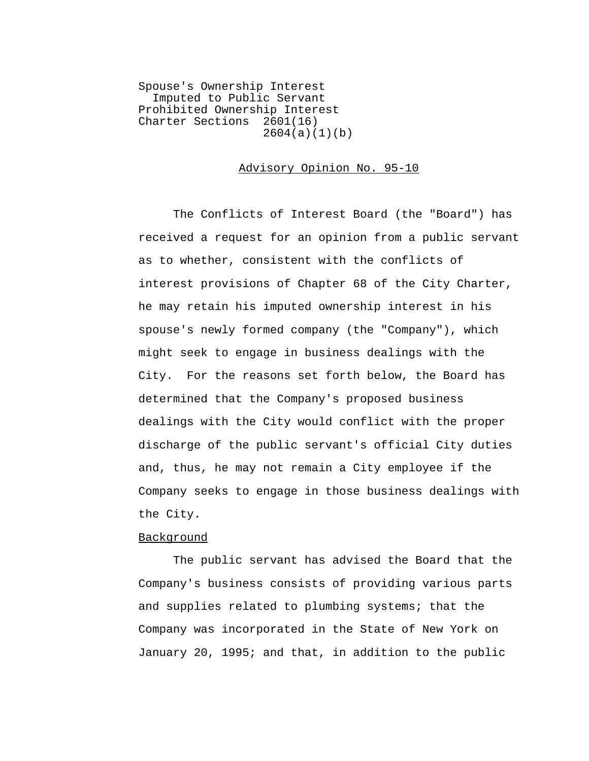Spouse's Ownership Interest
  Imputed to Public Servant
Prohibited Ownership Interest
Charter Sections 2601(16)
                 2604(a)(1)(b)

## Advisory Opinion No. 95-10

The Conflicts of Interest Board (the "Board") has received a request for an opinion from a public servant as to whether, consistent with the conflicts of interest provisions of Chapter 68 of the City Charter, he may retain his imputed ownership interest in his spouse's newly formed company (the "Company"), which might seek to engage in business dealings with the City. For the reasons set forth below, the Board has determined that the Company's proposed business dealings with the City would conflict with the proper discharge of the public servant's official City duties and, thus, he may not remain a City employee if the Company seeks to engage in those business dealings with the City.

### Background

The public servant has advised the Board that the Company's business consists of providing various parts and supplies related to plumbing systems; that the Company was incorporated in the State of New York on January 20, 1995; and that, in addition to the public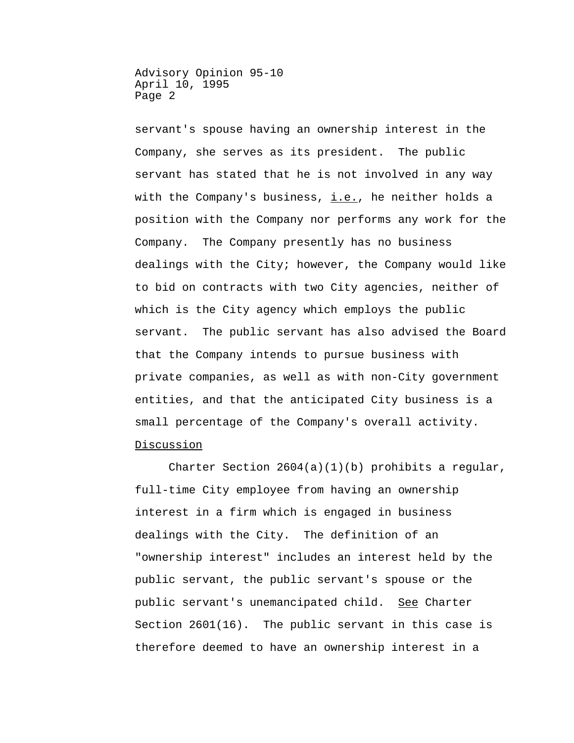servant's spouse having an ownership interest in the Company, she serves as its president. The public servant has stated that he is not involved in any way with the Company's business, i.e., he neither holds a position with the Company nor performs any work for the Company. The Company presently has no business dealings with the City; however, the Company would like to bid on contracts with two City agencies, neither of which is the City agency which employs the public servant. The public servant has also advised the Board that the Company intends to pursue business with private companies, as well as with non-City government entities, and that the anticipated City business is a small percentage of the Company's overall activity.

Discussion

Charter Section 2604(a)(1)(b) prohibits a regular, full-time City employee from having an ownership interest in a firm which is engaged in business dealings with the City. The definition of an "ownership interest" includes an interest held by the public servant, the public servant's spouse or the public servant's unemancipated child. See Charter Section 2601(16). The public servant in this case is therefore deemed to have an ownership interest in a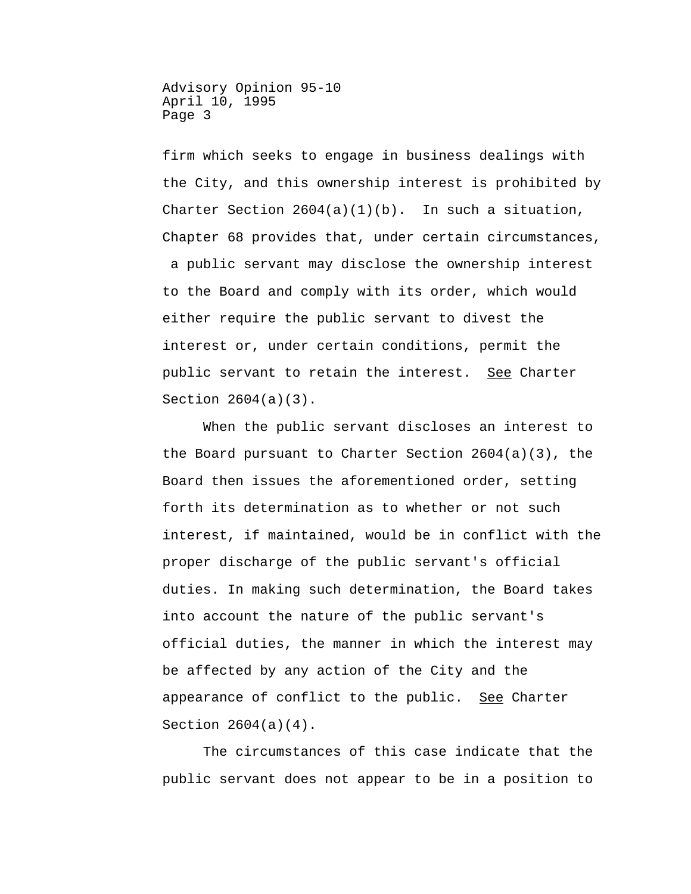firm which seeks to engage in business dealings with the City, and this ownership interest is prohibited by Charter Section 2604(a)(1)(b). In such a situation, Chapter 68 provides that, under certain circumstances, a public servant may disclose the ownership interest to the Board and comply with its order, which would either require the public servant to divest the interest or, under certain conditions, permit the public servant to retain the interest. See Charter Section 2604(a)(3).

When the public servant discloses an interest to the Board pursuant to Charter Section 2604(a)(3), the Board then issues the aforementioned order, setting forth its determination as to whether or not such interest, if maintained, would be in conflict with the proper discharge of the public servant's official duties. In making such determination, the Board takes into account the nature of the public servant's official duties, the manner in which the interest may be affected by any action of the City and the appearance of conflict to the public. See Charter Section 2604(a)(4).

The circumstances of this case indicate that the public servant does not appear to be in a position to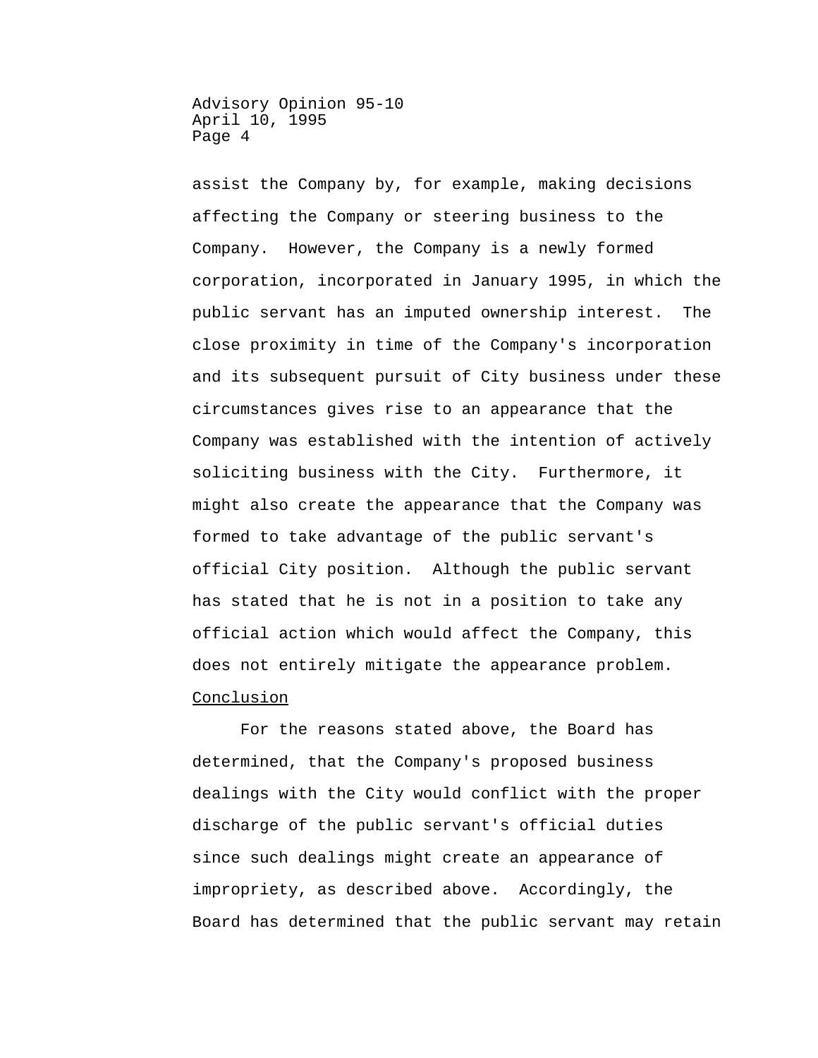assist the Company by, for example, making decisions affecting the Company or steering business to the Company. However, the Company is a newly formed corporation, incorporated in January 1995, in which the public servant has an imputed ownership interest. The close proximity in time of the Company's incorporation and its subsequent pursuit of City business under these circumstances gives rise to an appearance that the Company was established with the intention of actively soliciting business with the City. Furthermore, it might also create the appearance that the Company was formed to take advantage of the public servant's official City position. Although the public servant has stated that he is not in a position to take any official action which would affect the Company, this does not entirely mitigate the appearance problem.

Conclusion

For the reasons stated above, the Board has determined, that the Company's proposed business dealings with the City would conflict with the proper discharge of the public servant's official duties since such dealings might create an appearance of impropriety, as described above. Accordingly, the Board has determined that the public servant may retain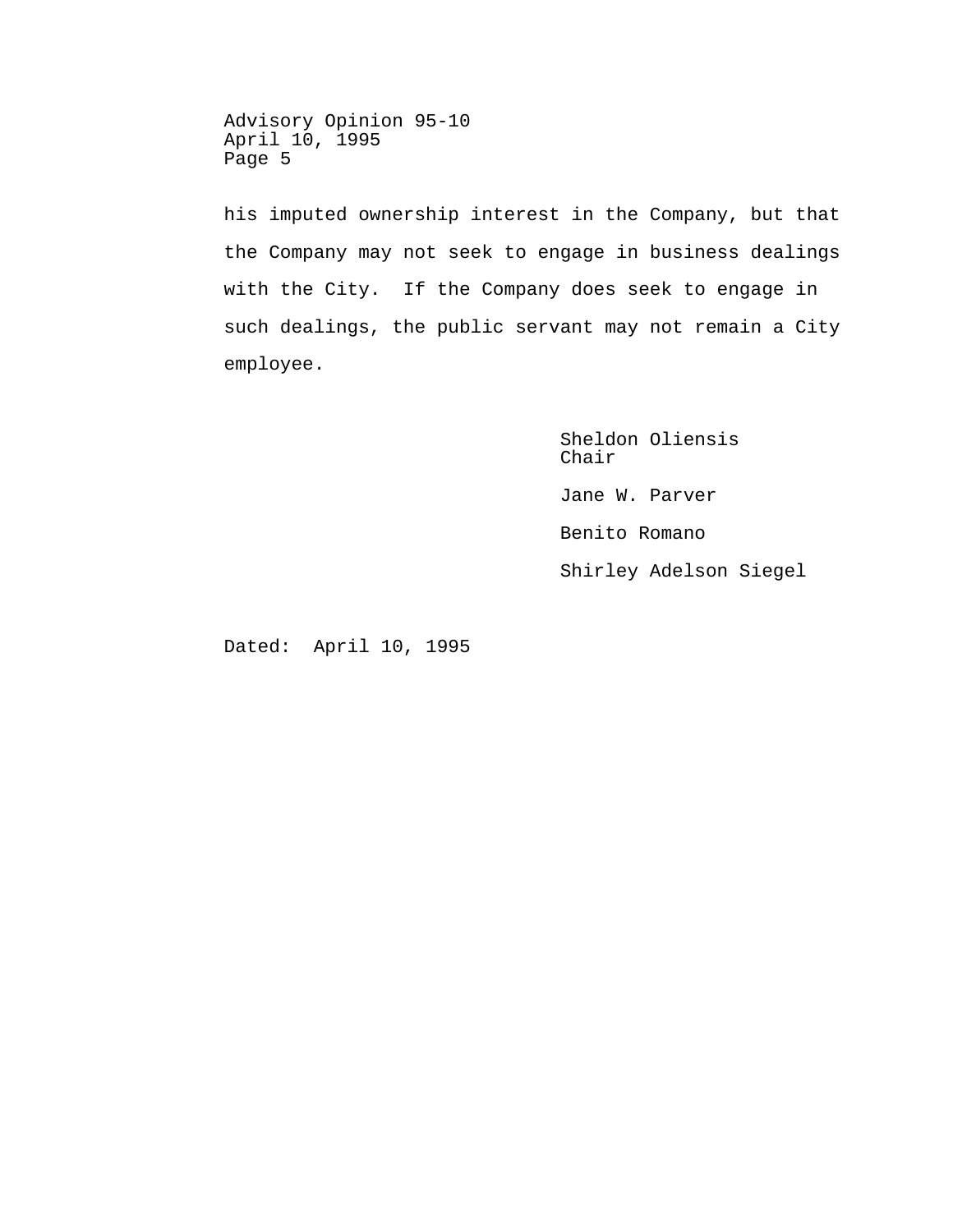his imputed ownership interest in the Company, but that the Company may not seek to engage in business dealings with the City. If the Company does seek to engage in such dealings, the public servant may not remain a City employee.

Sheldon Oliensis
Chair

Jane W. Parver

Benito Romano

Shirley Adelson Siegel

Dated: April 10, 1995